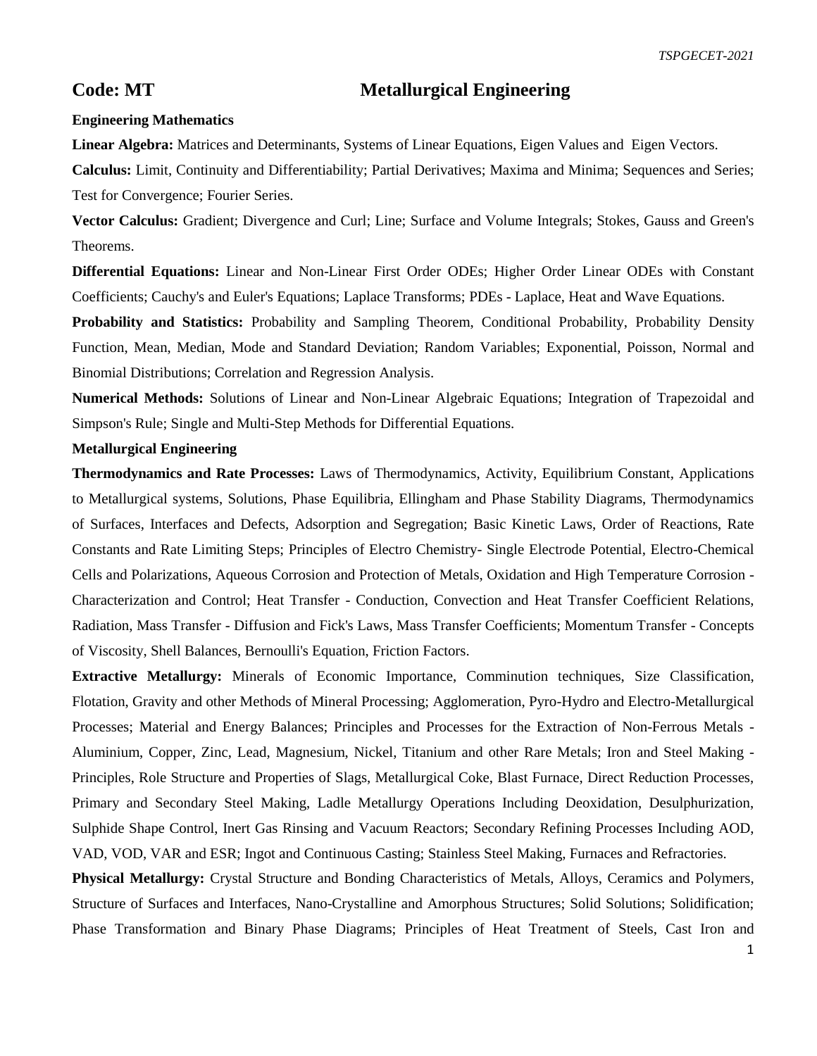## Code: MT Metallurgical Engineering

**Engineering Mathematics**

**Linear Algebra:** Matrices and Determinants, Systems of Linear Equations, Eigen Values and Eigen Vectors.

**Calculus:** Limit, Continuity and Differentiability; Partial Derivatives; Maxima and Minima; Sequences and Series; Test for Convergence; Fourier Series.

**Vector Calculus:** Gradient; Divergence and Curl; Line; Surface and Volume Integrals; Stokes, Gauss and Green's Theorems.

**Differential Equations:** Linear and Non-Linear First Order ODEs; Higher Order Linear ODEs with Constant Coefficients; Cauchy's and Euler's Equations; Laplace Transforms; PDEs - Laplace, Heat and Wave Equations.

**Probability and Statistics:** Probability and Sampling Theorem, Conditional Probability, Probability Density Function, Mean, Median, Mode and Standard Deviation; Random Variables; Exponential, Poisson, Normal and Binomial Distributions; Correlation and Regression Analysis.

**Numerical Methods:** Solutions of Linear and Non-Linear Algebraic Equations; Integration of Trapezoidal and Simpson's Rule; Single and Multi-Step Methods for Differential Equations.

**Metallurgical Engineering**

**Thermodynamics and Rate Processes:** Laws of Thermodynamics, Activity, Equilibrium Constant, Applications to Metallurgical systems, Solutions, Phase Equilibria, Ellingham and Phase Stability Diagrams, Thermodynamics of Surfaces, Interfaces and Defects, Adsorption and Segregation; Basic Kinetic Laws, Order of Reactions, Rate Constants and Rate Limiting Steps; Principles of Electro Chemistry- Single Electrode Potential, Electro-Chemical Cells and Polarizations, Aqueous Corrosion and Protection of Metals, Oxidation and High Temperature Corrosion - Characterization and Control; Heat Transfer - Conduction, Convection and Heat Transfer Coefficient Relations, Radiation, Mass Transfer - Diffusion and Fick's Laws, Mass Transfer Coefficients; Momentum Transfer - Concepts of Viscosity, Shell Balances, Bernoulli's Equation, Friction Factors.

**Extractive Metallurgy:** Minerals of Economic Importance, Comminution techniques, Size Classification, Flotation, Gravity and other Methods of Mineral Processing; Agglomeration, Pyro-Hydro and Electro-Metallurgical Processes; Material and Energy Balances; Principles and Processes for the Extraction of Non-Ferrous Metals - Aluminium, Copper, Zinc, Lead, Magnesium, Nickel, Titanium and other Rare Metals; Iron and Steel Making - Principles, Role Structure and Properties of Slags, Metallurgical Coke, Blast Furnace, Direct Reduction Processes, Primary and Secondary Steel Making, Ladle Metallurgy Operations Including Deoxidation, Desulphurization, Sulphide Shape Control, Inert Gas Rinsing and Vacuum Reactors; Secondary Refining Processes Including AOD, VAD, VOD, VAR and ESR; Ingot and Continuous Casting; Stainless Steel Making, Furnaces and Refractories.

**Physical Metallurgy:** Crystal Structure and Bonding Characteristics of Metals, Alloys, Ceramics and Polymers, Structure of Surfaces and Interfaces, Nano-Crystalline and Amorphous Structures; Solid Solutions; Solidification; Phase Transformation and Binary Phase Diagrams; Principles of Heat Treatment of Steels, Cast Iron and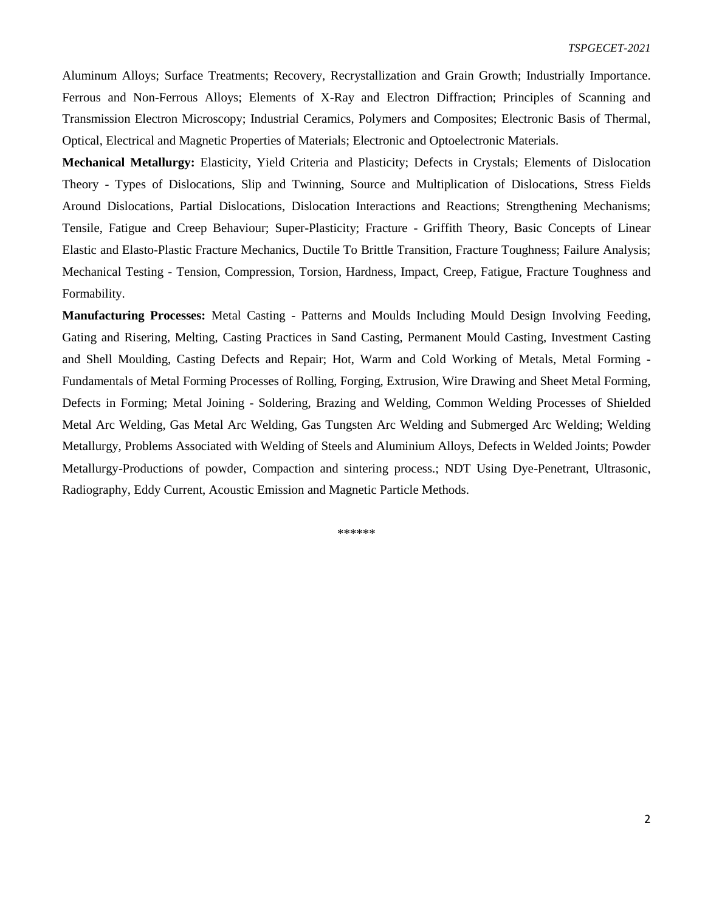Aluminum Alloys; Surface Treatments; Recovery, Recrystallization and Grain Growth; Industrially Importance. Ferrous and Non-Ferrous Alloys; Elements of X-Ray and Electron Diffraction; Principles of Scanning and Transmission Electron Microscopy; Industrial Ceramics, Polymers and Composites; Electronic Basis of Thermal, Optical, Electrical and Magnetic Properties of Materials; Electronic and Optoelectronic Materials.

**Mechanical Metallurgy:** Elasticity, Yield Criteria and Plasticity; Defects in Crystals; Elements of Dislocation Theory - Types of Dislocations, Slip and Twinning, Source and Multiplication of Dislocations, Stress Fields Around Dislocations, Partial Dislocations, Dislocation Interactions and Reactions; Strengthening Mechanisms; Tensile, Fatigue and Creep Behaviour; Super-Plasticity; Fracture - Griffith Theory, Basic Concepts of Linear Elastic and Elasto-Plastic Fracture Mechanics, Ductile To Brittle Transition, Fracture Toughness; Failure Analysis; Mechanical Testing - Tension, Compression, Torsion, Hardness, Impact, Creep, Fatigue, Fracture Toughness and Formability.

**Manufacturing Processes:** Metal Casting - Patterns and Moulds Including Mould Design Involving Feeding, Gating and Risering, Melting, Casting Practices in Sand Casting, Permanent Mould Casting, Investment Casting and Shell Moulding, Casting Defects and Repair; Hot, Warm and Cold Working of Metals, Metal Forming - Fundamentals of Metal Forming Processes of Rolling, Forging, Extrusion, Wire Drawing and Sheet Metal Forming, Defects in Forming; Metal Joining - Soldering, Brazing and Welding, Common Welding Processes of Shielded Metal Arc Welding, Gas Metal Arc Welding, Gas Tungsten Arc Welding and Submerged Arc Welding; Welding Metallurgy, Problems Associated with Welding of Steels and Aluminium Alloys, Defects in Welded Joints; Powder Metallurgy-Productions of powder, Compaction and sintering process.; NDT Using Dye-Penetrant, Ultrasonic, Radiography, Eddy Current, Acoustic Emission and Magnetic Particle Methods.

******